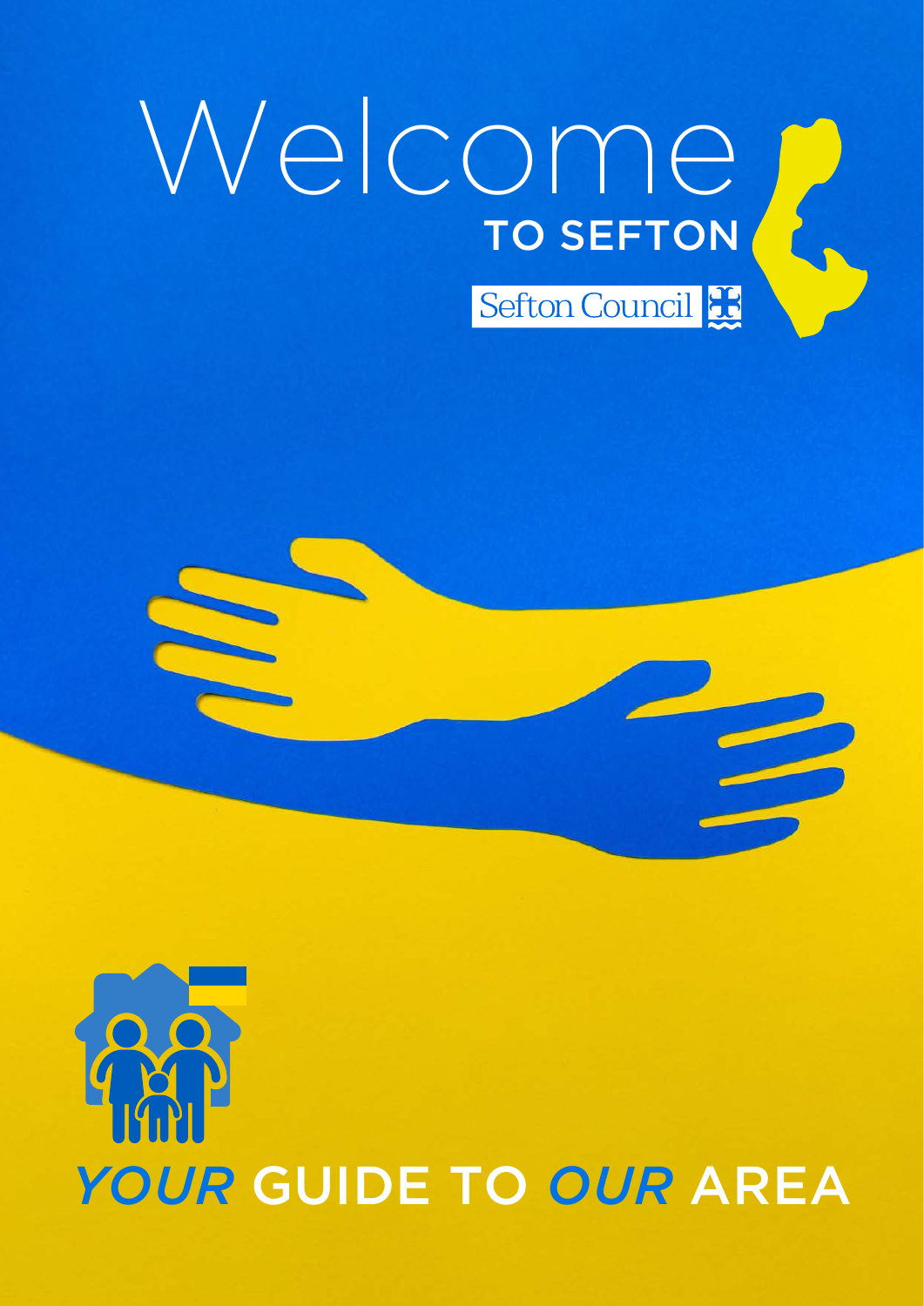# Welcome TO SEFTON

Sefton Council

## *YOUR* GUIDE TO *OUR* AREA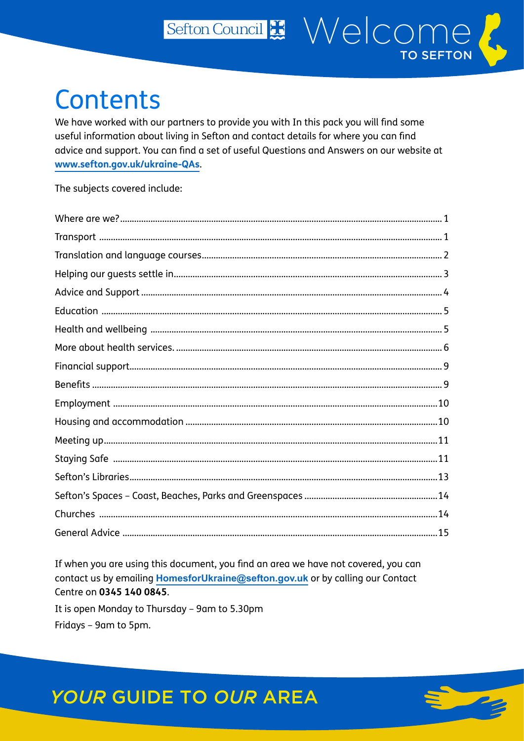# Contents

We have worked with our partners to provide you with In this pack you will find some useful information about living in Sefton and contact details for where you can find advice and support. You can find a set of useful Questions and Answers on our website at **www.sefton.gov.uk/ukraine-QAs**.

The subjects covered include:

| | |
|---|---|
| Where are we? | 1 |
| Transport | 1 |
| Translation and language courses | 2 |
| Helping our guests settle in | 3 |
| Advice and Support | 4 |
| Education | 5 |
| Health and wellbeing | 5 |
| More about health services. | 6 |
| Financial support | 9 |
| Benefits | 9 |
| Employment | 10 |
| Housing and accommodation | 10 |
| Meeting up | 11 |
| Staying Safe | 11 |
| Sefton's Libraries | 13 |
| Sefton's Spaces – Coast, Beaches, Parks and Greenspaces | 14 |
| Churches | 14 |
| General Advice | 15 |

If when you are using this document, you find an area we have not covered, you can contact us by emailing **HomesforUkraine@sefton.gov.uk** or by calling our Contact Centre on **0345 140 0845**.

It is open Monday to Thursday – 9am to 5.30pm

Fridays – 9am to 5pm.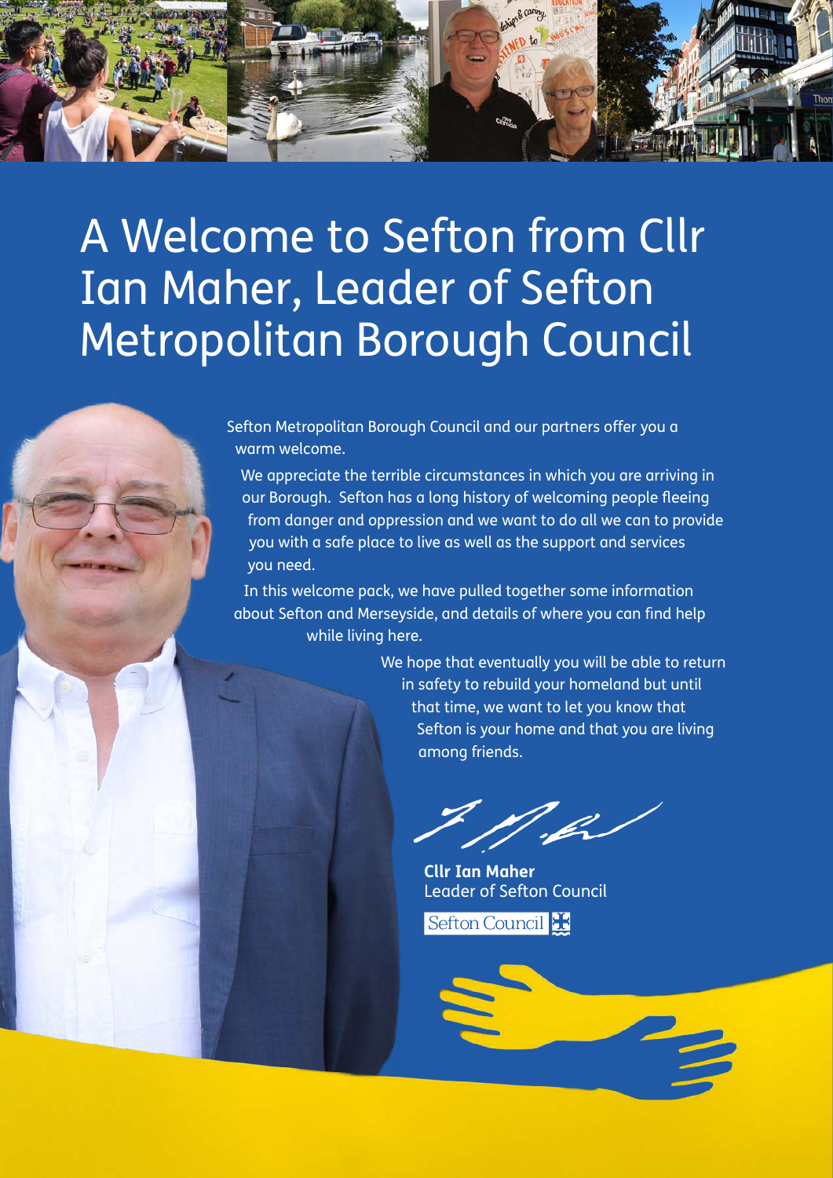# A Welcome to Sefton from Cllr Ian Maher, Leader of Sefton Metropolitan Borough Council

Sefton Metropolitan Borough Council and our partners offer you a warm welcome.

We appreciate the terrible circumstances in which you are arriving in our Borough. Sefton has a long history of welcoming people fleeing from danger and oppression and we want to do all we can to provide you with a safe place to live as well as the support and services you need.

In this welcome pack, we have pulled together some information about Sefton and Merseyside, and details of where you can find help while living here.

We hope that eventually you will be able to return in safety to rebuild your homeland but until that time, we want to let you know that Sefton is your home and that you are living among friends.

**Cllr Ian Maher**
Leader of Sefton Council

Sefton Council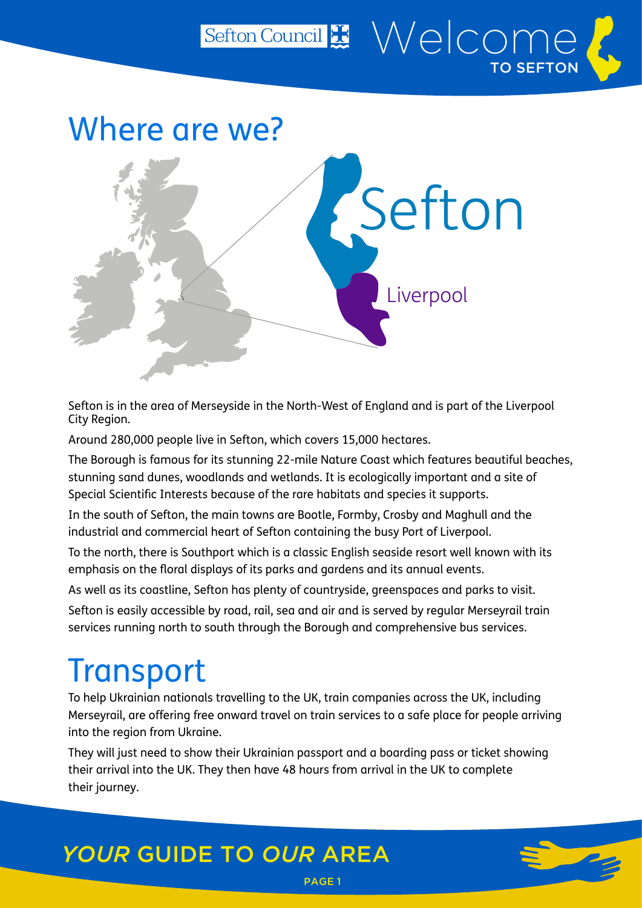# Where are we?

Sefton is in the area of Merseyside in the North-West of England and is part of the Liverpool City Region.

Around 280,000 people live in Sefton, which covers 15,000 hectares.

The Borough is famous for its stunning 22-mile Nature Coast which features beautiful beaches, stunning sand dunes, woodlands and wetlands. It is ecologically important and a site of Special Scientific Interests because of the rare habitats and species it supports.

In the south of Sefton, the main towns are Bootle, Formby, Crosby and Maghull and the industrial and commercial heart of Sefton containing the busy Port of Liverpool.

To the north, there is Southport which is a classic English seaside resort well known with its emphasis on the floral displays of its parks and gardens and its annual events.

As well as its coastline, Sefton has plenty of countryside, greenspaces and parks to visit.

Sefton is easily accessible by road, rail, sea and air and is served by regular Merseyrail train services running north to south through the Borough and comprehensive bus services.

# Transport

To help Ukrainian nationals travelling to the UK, train companies across the UK, including Merseyrail, are offering free onward travel on train services to a safe place for people arriving into the region from Ukraine.

They will just need to show their Ukrainian passport and a boarding pass or ticket showing their arrival into the UK. They then have 48 hours from arrival in the UK to complete their journey.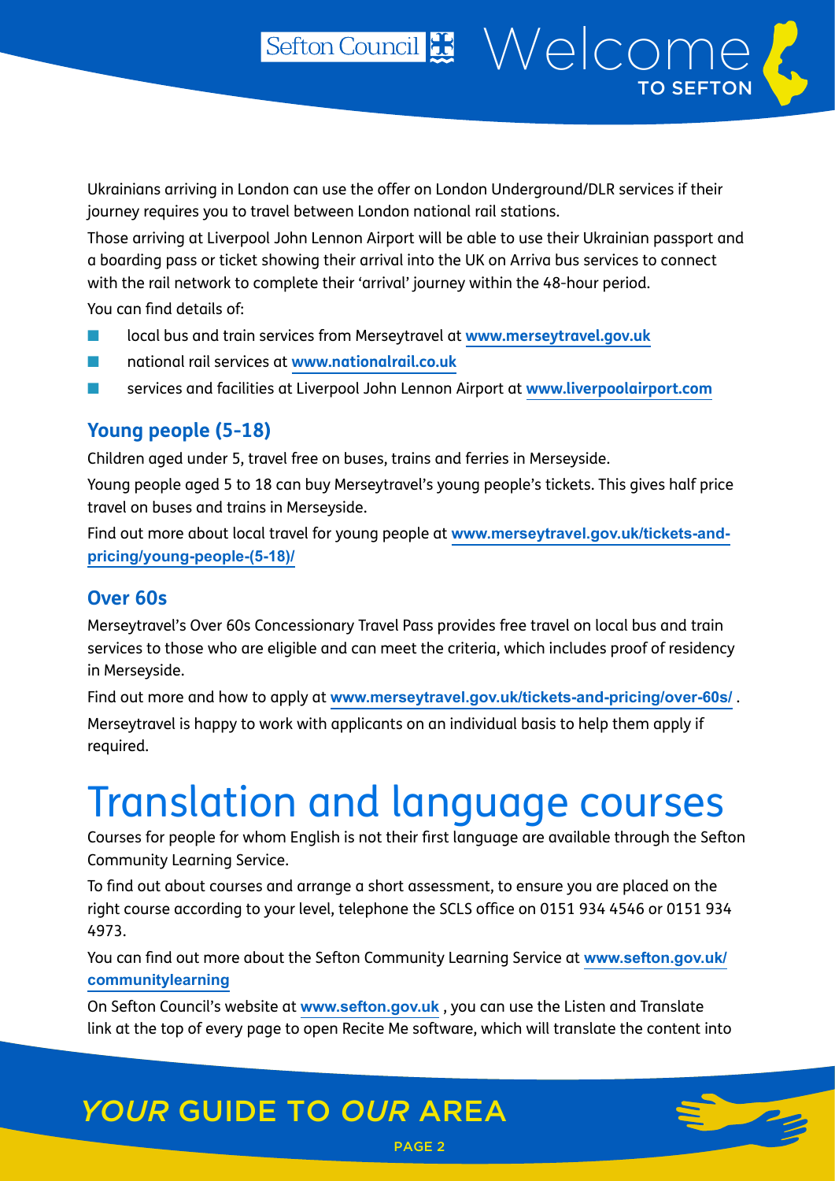Ukrainians arriving in London can use the offer on London Underground/DLR services if their journey requires you to travel between London national rail stations.

Those arriving at Liverpool John Lennon Airport will be able to use their Ukrainian passport and a boarding pass or ticket showing their arrival into the UK on Arriva bus services to connect with the rail network to complete their 'arrival' journey within the 48-hour period.

You can find details of:

- local bus and train services from Merseytravel at **www.merseytravel.gov.uk**
- national rail services at **www.nationalrail.co.uk**
- services and facilities at Liverpool John Lennon Airport at **www.liverpoolairport.com**

### Young people (5-18)

Children aged under 5, travel free on buses, trains and ferries in Merseyside.

Young people aged 5 to 18 can buy Merseytravel's young people's tickets. This gives half price travel on buses and trains in Merseyside.

Find out more about local travel for young people at **www.merseytravel.gov.uk/tickets-and-pricing/young-people-(5-18)/**

### Over 60s

Merseytravel's Over 60s Concessionary Travel Pass provides free travel on local bus and train services to those who are eligible and can meet the criteria, which includes proof of residency in Merseyside.

Find out more and how to apply at **www.merseytravel.gov.uk/tickets-and-pricing/over-60s/** .

Merseytravel is happy to work with applicants on an individual basis to help them apply if required.

# Translation and language courses

Courses for people for whom English is not their first language are available through the Sefton Community Learning Service.

To find out about courses and arrange a short assessment, to ensure you are placed on the right course according to your level, telephone the SCLS office on 0151 934 4546 or 0151 934 4973.

You can find out more about the Sefton Community Learning Service at **www.sefton.gov.uk/communitylearning**

On Sefton Council's website at **www.sefton.gov.uk** , you can use the Listen and Translate link at the top of every page to open Recite Me software, which will translate the content into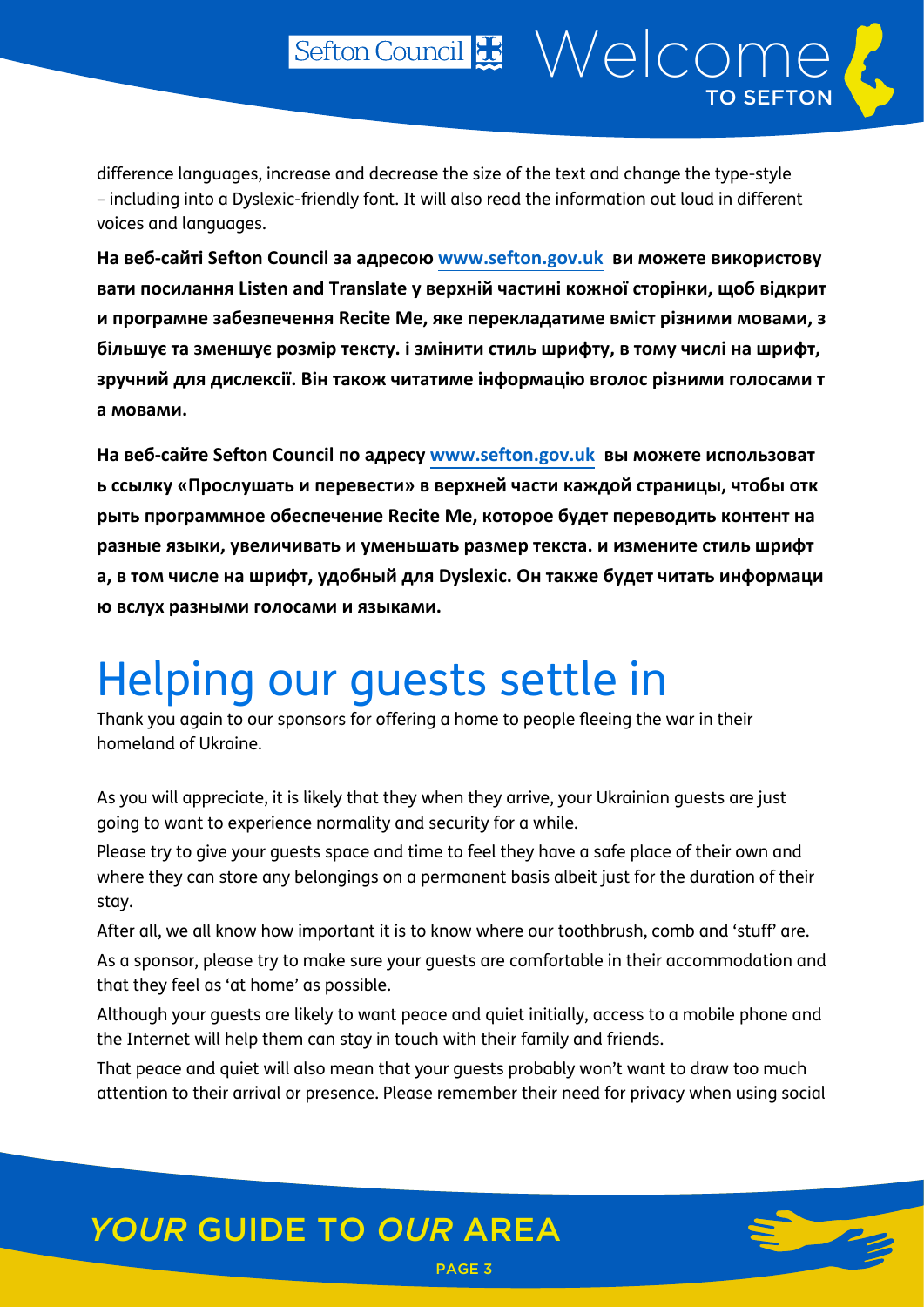difference languages, increase and decrease the size of the text and change the type-style – including into a Dyslexic-friendly font. It will also read the information out loud in different voices and languages.

**На веб-сайті Sefton Council за адресою www.sefton.gov.uk ви можете використовувати посилання Listen and Translate у верхній частині кожної сторінки, щоб відкрити програмне забезпечення Recite Me, яке перекладатиме вміст різними мовами, збільшує та зменшує розмір тексту. і змінити стиль шрифту, в тому числі на шрифт, зручний для дислексії. Він також читатиме інформацію вголос різними голосами та мовами.**

**На веб-сайте Sefton Council по адресу www.sefton.gov.uk вы можете использовать ссылку «Прослушать и перевести» в верхней части каждой страницы, чтобы открыть программное обеспечение Recite Me, которое будет переводить контент на разные языки, увеличивать и уменьшать размер текста. и измените стиль шрифта, в том числе на шрифт, удобный для Dyslexic. Он также будет читать информацию вслух разными голосами и языками.**

# Helping our guests settle in

Thank you again to our sponsors for offering a home to people fleeing the war in their homeland of Ukraine.

As you will appreciate, it is likely that they when they arrive, your Ukrainian guests are just going to want to experience normality and security for a while.

Please try to give your guests space and time to feel they have a safe place of their own and where they can store any belongings on a permanent basis albeit just for the duration of their stay.

After all, we all know how important it is to know where our toothbrush, comb and 'stuff' are.

As a sponsor, please try to make sure your guests are comfortable in their accommodation and that they feel as 'at home' as possible.

Although your guests are likely to want peace and quiet initially, access to a mobile phone and the Internet will help them can stay in touch with their family and friends.

That peace and quiet will also mean that your guests probably won't want to draw too much attention to their arrival or presence. Please remember their need for privacy when using social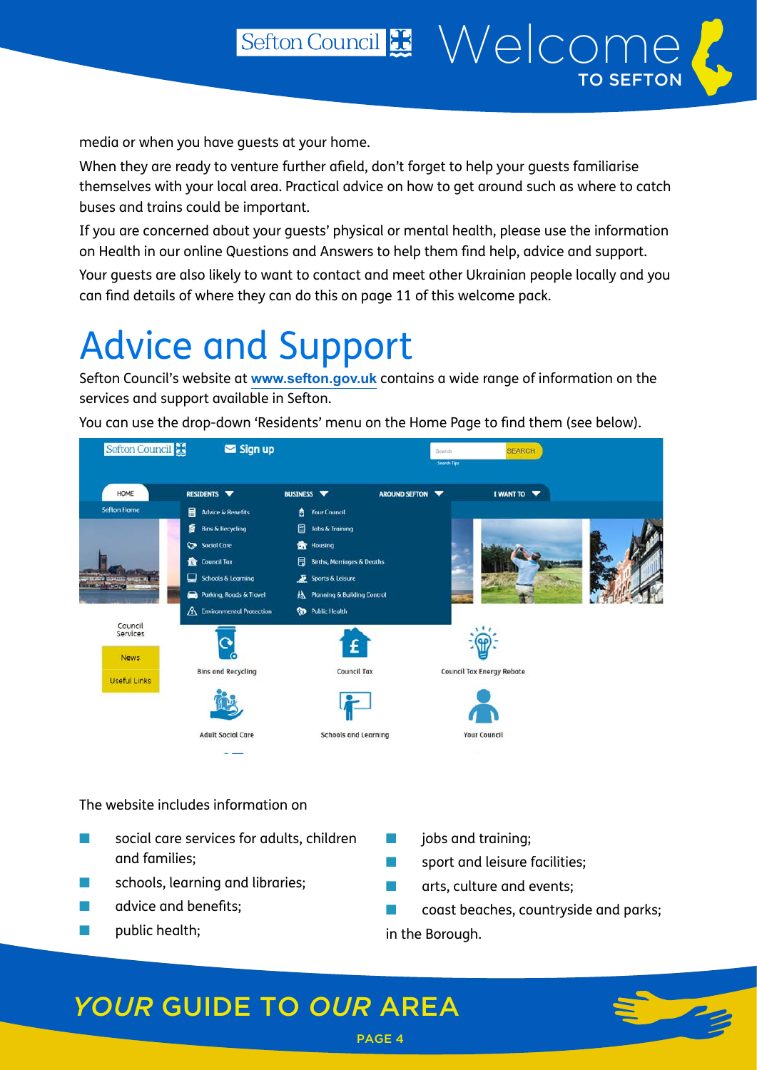media or when you have guests at your home.

When they are ready to venture further afield, don't forget to help your guests familiarise themselves with your local area. Practical advice on how to get around such as where to catch buses and trains could be important.

If you are concerned about your guests' physical or mental health, please use the information on Health in our online Questions and Answers to help them find help, advice and support.

Your guests are also likely to want to contact and meet other Ukrainian people locally and you can find details of where they can do this on page 11 of this welcome pack.

# Advice and Support

Sefton Council's website at **www.sefton.gov.uk** contains a wide range of information on the services and support available in Sefton.

You can use the drop-down 'Residents' menu on the Home Page to find them (see below).

The website includes information on

- social care services for adults, children and families;
- schools, learning and libraries;
- advice and benefits;
- public health;
- jobs and training;
- sport and leisure facilities;
- arts, culture and events;
- coast beaches, countryside and parks;

in the Borough.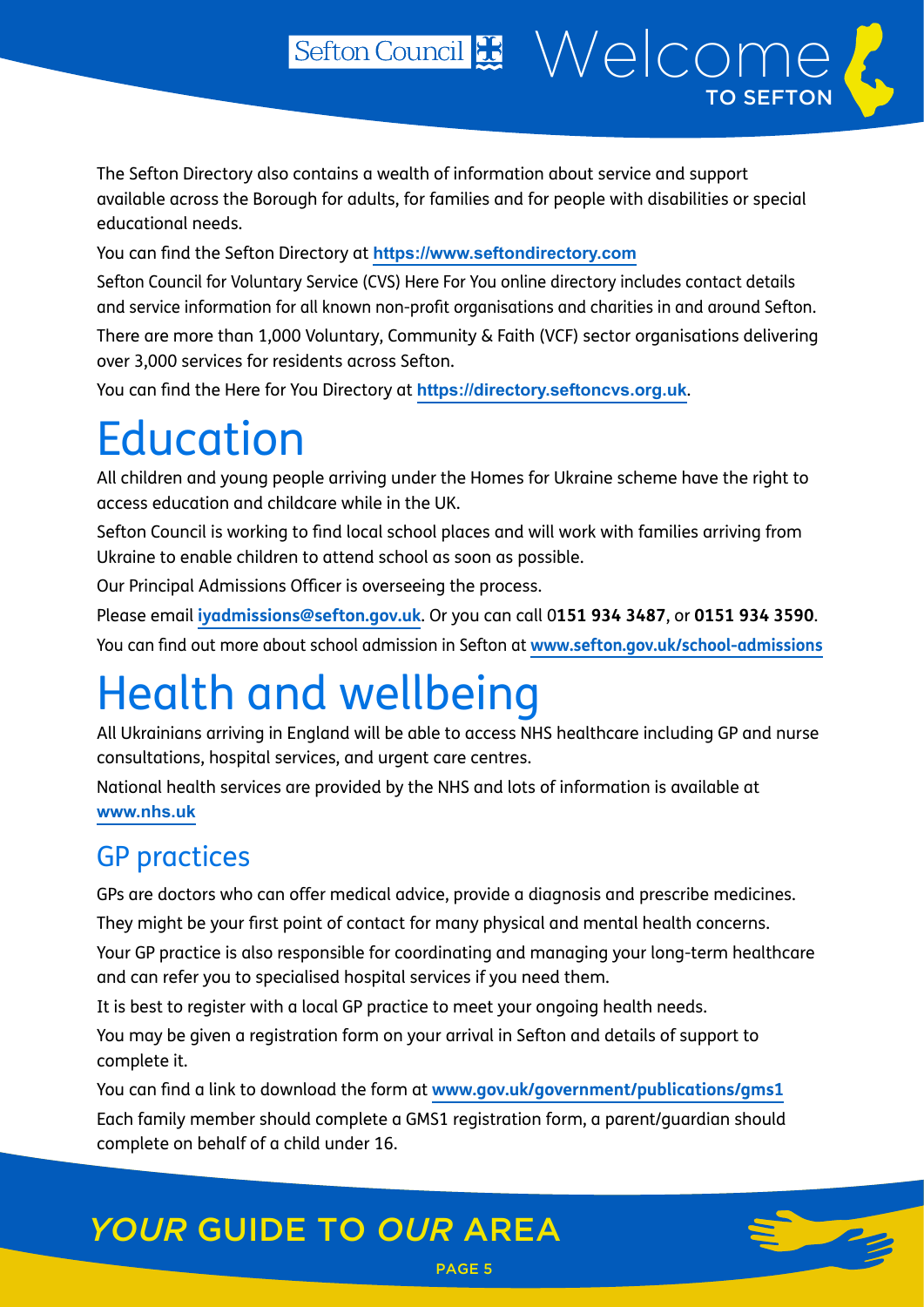The Sefton Directory also contains a wealth of information about service and support available across the Borough for adults, for families and for people with disabilities or special educational needs.

You can find the Sefton Directory at **https://www.seftondirectory.com**

Sefton Council for Voluntary Service (CVS) Here For You online directory includes contact details and service information for all known non-profit organisations and charities in and around Sefton.

There are more than 1,000 Voluntary, Community & Faith (VCF) sector organisations delivering over 3,000 services for residents across Sefton.

You can find the Here for You Directory at **https://directory.seftoncvs.org.uk**.

# Education

All children and young people arriving under the Homes for Ukraine scheme have the right to access education and childcare while in the UK.

Sefton Council is working to find local school places and will work with families arriving from Ukraine to enable children to attend school as soon as possible.

Our Principal Admissions Officer is overseeing the process.

Please email **iyadmissions@sefton.gov.uk**. Or you can call 0**151 934 3487**, or **0151 934 3590**.

You can find out more about school admission in Sefton at **www.sefton.gov.uk/school-admissions**

# Health and wellbeing

All Ukrainians arriving in England will be able to access NHS healthcare including GP and nurse consultations, hospital services, and urgent care centres.

National health services are provided by the NHS and lots of information is available at **www.nhs.uk**

## GP practices

GPs are doctors who can offer medical advice, provide a diagnosis and prescribe medicines.

They might be your first point of contact for many physical and mental health concerns.

Your GP practice is also responsible for coordinating and managing your long-term healthcare and can refer you to specialised hospital services if you need them.

It is best to register with a local GP practice to meet your ongoing health needs.

You may be given a registration form on your arrival in Sefton and details of support to complete it.

You can find a link to download the form at **www.gov.uk/government/publications/gms1**

Each family member should complete a GMS1 registration form, a parent/guardian should complete on behalf of a child under 16.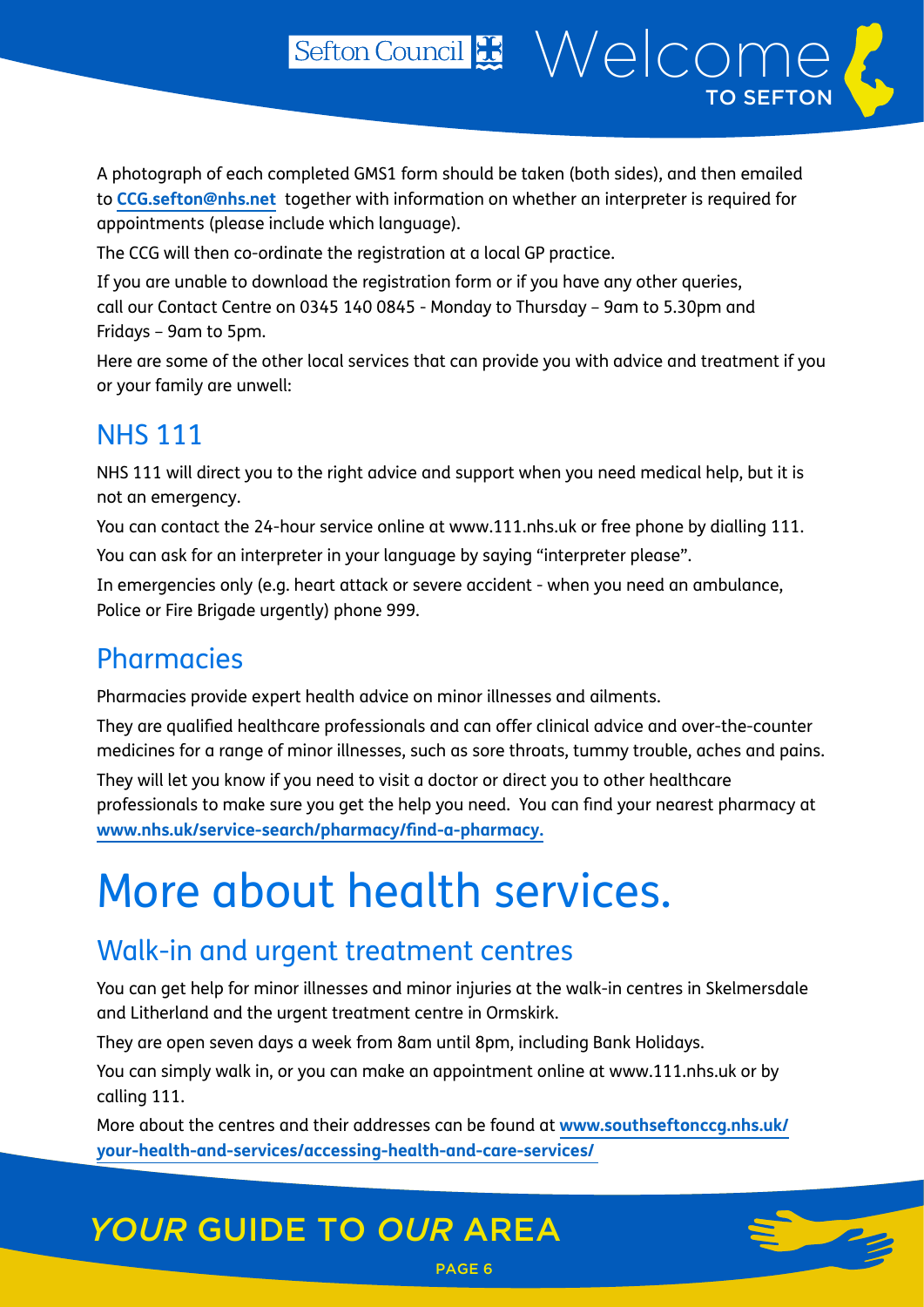A photograph of each completed GMS1 form should be taken (both sides), and then emailed to **CCG.sefton@nhs.net** together with information on whether an interpreter is required for appointments (please include which language).

The CCG will then co-ordinate the registration at a local GP practice.

If you are unable to download the registration form or if you have any other queries, call our Contact Centre on 0345 140 0845 - Monday to Thursday – 9am to 5.30pm and Fridays – 9am to 5pm.

Here are some of the other local services that can provide you with advice and treatment if you or your family are unwell:

## NHS 111

NHS 111 will direct you to the right advice and support when you need medical help, but it is not an emergency.

You can contact the 24-hour service online at www.111.nhs.uk or free phone by dialling 111.

You can ask for an interpreter in your language by saying "interpreter please".

In emergencies only (e.g. heart attack or severe accident - when you need an ambulance, Police or Fire Brigade urgently) phone 999.

## Pharmacies

Pharmacies provide expert health advice on minor illnesses and ailments.

They are qualified healthcare professionals and can offer clinical advice and over-the-counter medicines for a range of minor illnesses, such as sore throats, tummy trouble, aches and pains.

They will let you know if you need to visit a doctor or direct you to other healthcare professionals to make sure you get the help you need. You can find your nearest pharmacy at **www.nhs.uk/service-search/pharmacy/find-a-pharmacy.**

# More about health services.

## Walk-in and urgent treatment centres

You can get help for minor illnesses and minor injuries at the walk-in centres in Skelmersdale and Litherland and the urgent treatment centre in Ormskirk.

They are open seven days a week from 8am until 8pm, including Bank Holidays.

You can simply walk in, or you can make an appointment online at www.111.nhs.uk or by calling 111.

More about the centres and their addresses can be found at **www.southseftonccg.nhs.uk/your-health-and-services/accessing-health-and-care-services/**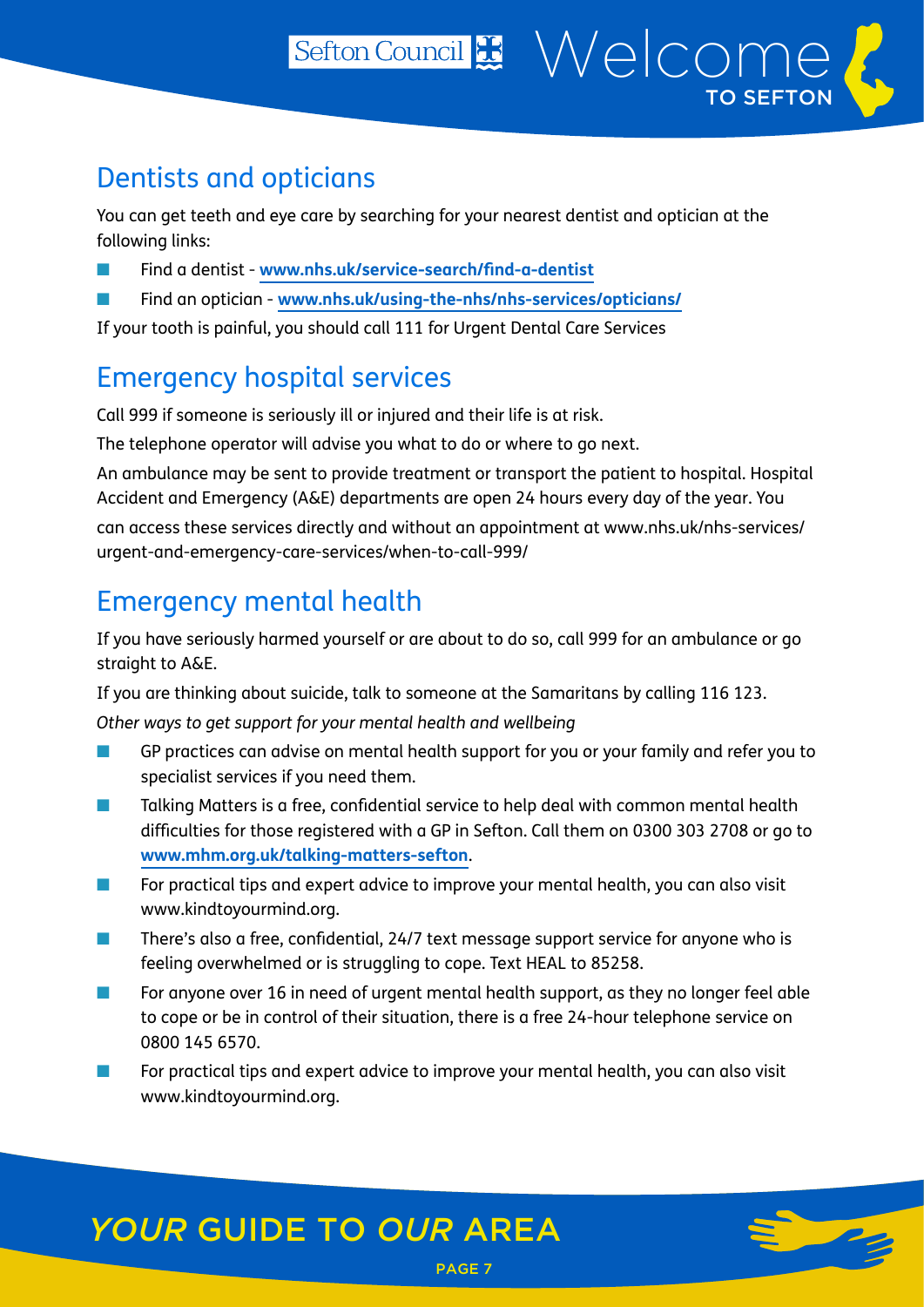## Dentists and opticians

You can get teeth and eye care by searching for your nearest dentist and optician at the following links:

- Find a dentist - **www.nhs.uk/service-search/find-a-dentist**
- Find an optician - **www.nhs.uk/using-the-nhs/nhs-services/opticians/**

If your tooth is painful, you should call 111 for Urgent Dental Care Services

## Emergency hospital services

Call 999 if someone is seriously ill or injured and their life is at risk.

The telephone operator will advise you what to do or where to go next.

An ambulance may be sent to provide treatment or transport the patient to hospital. Hospital Accident and Emergency (A&E) departments are open 24 hours every day of the year. You can access these services directly and without an appointment at www.nhs.uk/nhs-services/urgent-and-emergency-care-services/when-to-call-999/

## Emergency mental health

If you have seriously harmed yourself or are about to do so, call 999 for an ambulance or go straight to A&E.

If you are thinking about suicide, talk to someone at the Samaritans by calling 116 123.

*Other ways to get support for your mental health and wellbeing*

- GP practices can advise on mental health support for you or your family and refer you to specialist services if you need them.
- Talking Matters is a free, confidential service to help deal with common mental health difficulties for those registered with a GP in Sefton. Call them on 0300 303 2708 or go to **www.mhm.org.uk/talking-matters-sefton**.
- For practical tips and expert advice to improve your mental health, you can also visit www.kindtoyourmind.org.
- There's also a free, confidential, 24/7 text message support service for anyone who is feeling overwhelmed or is struggling to cope. Text HEAL to 85258.
- For anyone over 16 in need of urgent mental health support, as they no longer feel able to cope or be in control of their situation, there is a free 24-hour telephone service on 0800 145 6570.
- For practical tips and expert advice to improve your mental health, you can also visit www.kindtoyourmind.org.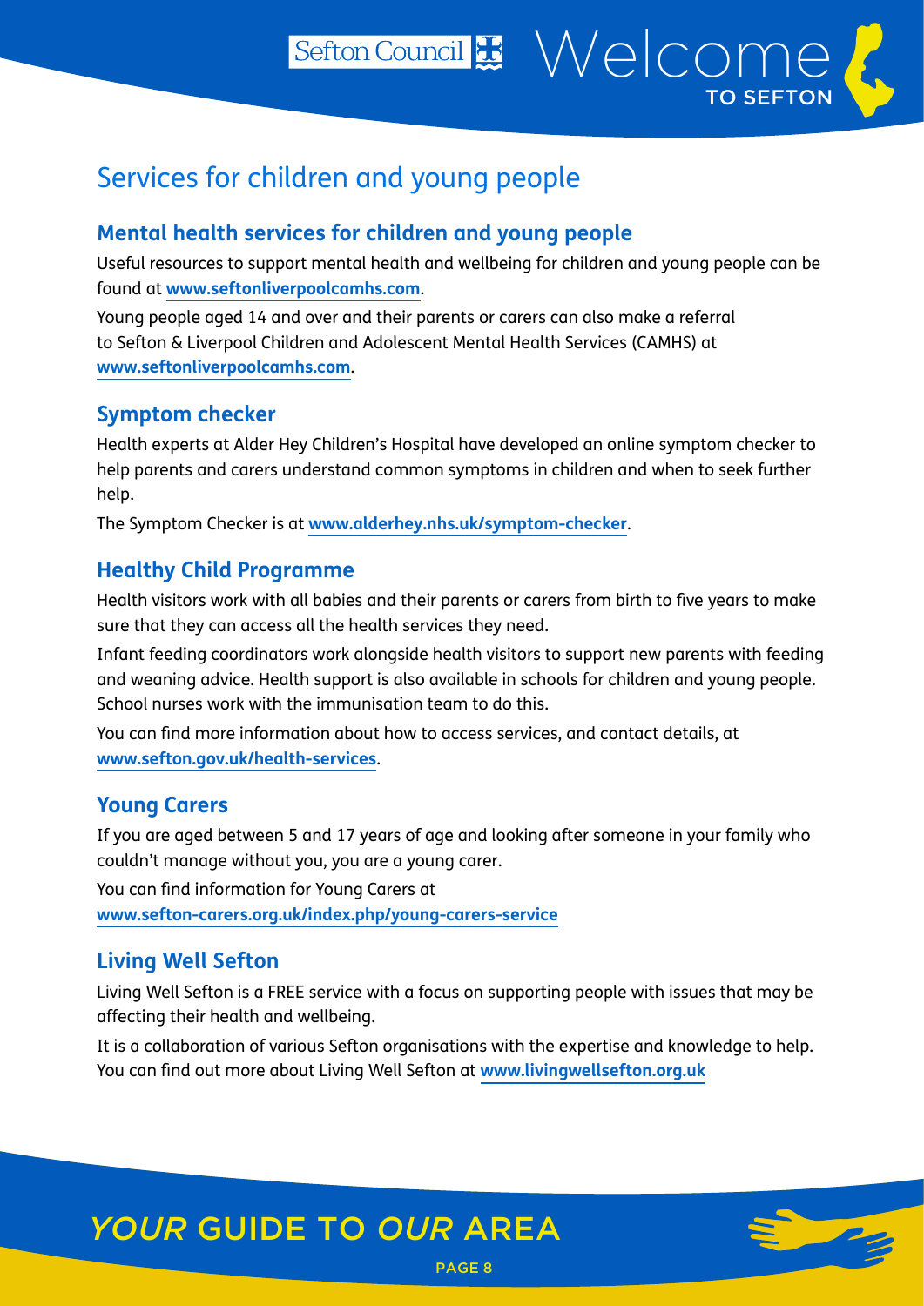# Services for children and young people

## Mental health services for children and young people

Useful resources to support mental health and wellbeing for children and young people can be found at **www.seftonliverpoolcamhs.com**.

Young people aged 14 and over and their parents or carers can also make a referral to Sefton & Liverpool Children and Adolescent Mental Health Services (CAMHS) at **www.seftonliverpoolcamhs.com**.

## Symptom checker

Health experts at Alder Hey Children's Hospital have developed an online symptom checker to help parents and carers understand common symptoms in children and when to seek further help.

The Symptom Checker is at **www.alderhey.nhs.uk/symptom-checker**.

## Healthy Child Programme

Health visitors work with all babies and their parents or carers from birth to five years to make sure that they can access all the health services they need.

Infant feeding coordinators work alongside health visitors to support new parents with feeding and weaning advice. Health support is also available in schools for children and young people. School nurses work with the immunisation team to do this.

You can find more information about how to access services, and contact details, at **www.sefton.gov.uk/health-services**.

## Young Carers

If you are aged between 5 and 17 years of age and looking after someone in your family who couldn't manage without you, you are a young carer.

You can find information for Young Carers at **www.sefton-carers.org.uk/index.php/young-carers-service**

## Living Well Sefton

Living Well Sefton is a FREE service with a focus on supporting people with issues that may be affecting their health and wellbeing.

It is a collaboration of various Sefton organisations with the expertise and knowledge to help. You can find out more about Living Well Sefton at **www.livingwellsefton.org.uk**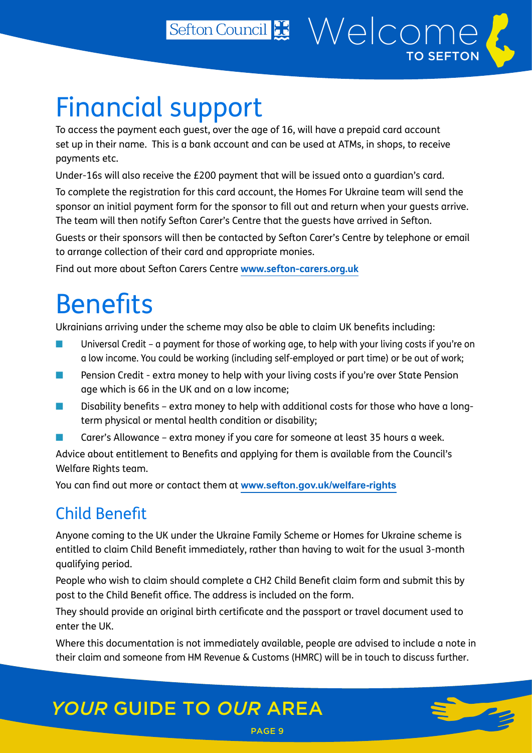# Financial support

To access the payment each guest, over the age of 16, will have a prepaid card account set up in their name. This is a bank account and can be used at ATMs, in shops, to receive payments etc.

Under-16s will also receive the £200 payment that will be issued onto a guardian's card.

To complete the registration for this card account, the Homes For Ukraine team will send the sponsor an initial payment form for the sponsor to fill out and return when your guests arrive. The team will then notify Sefton Carer's Centre that the guests have arrived in Sefton.

Guests or their sponsors will then be contacted by Sefton Carer's Centre by telephone or email to arrange collection of their card and appropriate monies.

Find out more about Sefton Carers Centre **www.sefton-carers.org.uk**

# Benefits

Ukrainians arriving under the scheme may also be able to claim UK benefits including:

- Universal Credit – a payment for those of working age, to help with your living costs if you're on a low income. You could be working (including self-employed or part time) or be out of work;
- Pension Credit - extra money to help with your living costs if you're over State Pension age which is 66 in the UK and on a low income;
- Disability benefits – extra money to help with additional costs for those who have a long-term physical or mental health condition or disability;
- Carer's Allowance – extra money if you care for someone at least 35 hours a week.

Advice about entitlement to Benefits and applying for them is available from the Council's Welfare Rights team.

You can find out more or contact them at **www.sefton.gov.uk/welfare-rights**

## Child Benefit

Anyone coming to the UK under the Ukraine Family Scheme or Homes for Ukraine scheme is entitled to claim Child Benefit immediately, rather than having to wait for the usual 3-month qualifying period.

People who wish to claim should complete a CH2 Child Benefit claim form and submit this by post to the Child Benefit office. The address is included on the form.

They should provide an original birth certificate and the passport or travel document used to enter the UK.

Where this documentation is not immediately available, people are advised to include a note in their claim and someone from HM Revenue & Customs (HMRC) will be in touch to discuss further.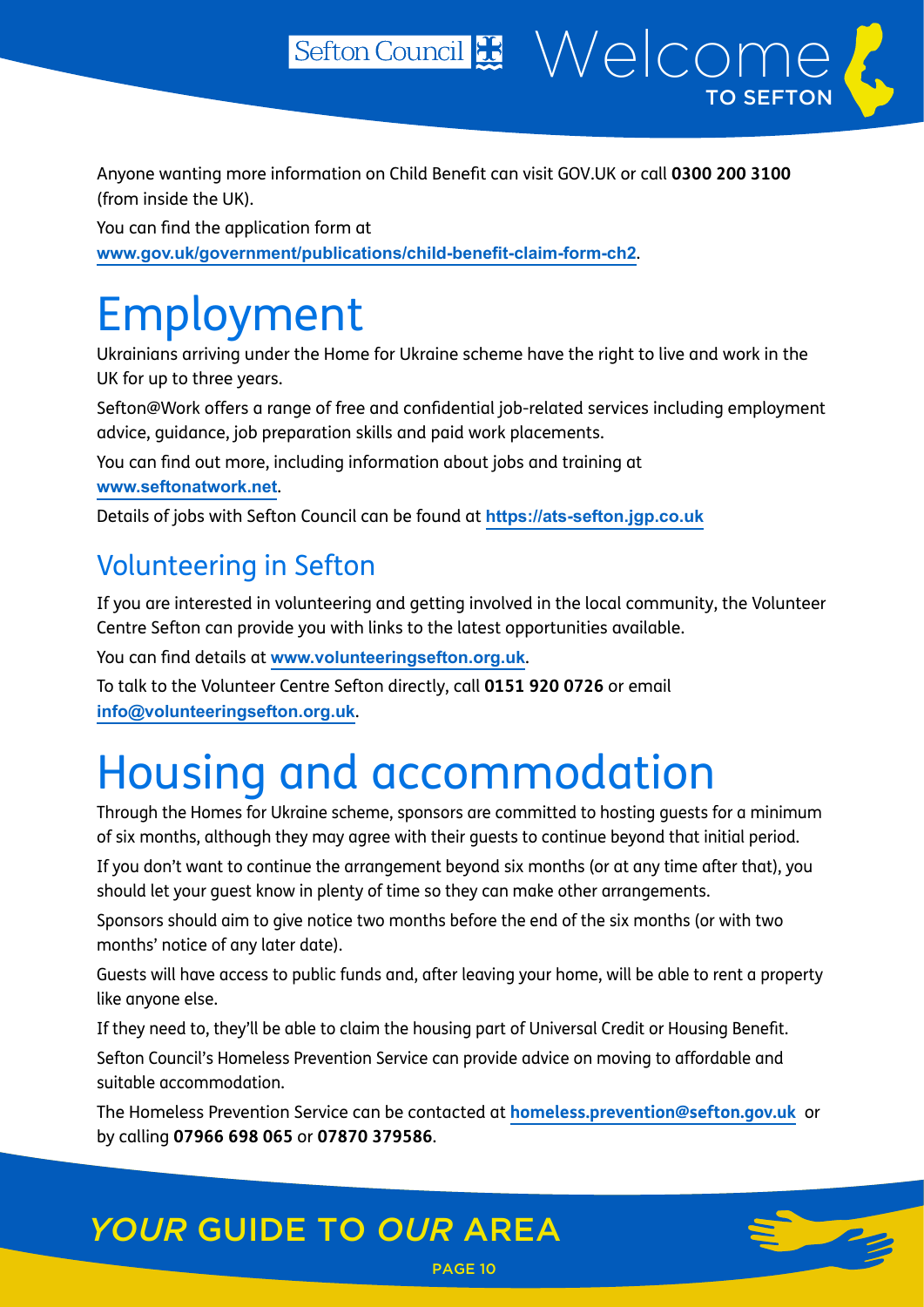Anyone wanting more information on Child Benefit can visit GOV.UK or call **0300 200 3100** (from inside the UK).

You can find the application form at **www.gov.uk/government/publications/child-benefit-claim-form-ch2**.

# Employment

Ukrainians arriving under the Home for Ukraine scheme have the right to live and work in the UK for up to three years.

Sefton@Work offers a range of free and confidential job-related services including employment advice, guidance, job preparation skills and paid work placements.

You can find out more, including information about jobs and training at **www.seftonatwork.net**.

Details of jobs with Sefton Council can be found at **https://ats-sefton.jgp.co.uk**

## Volunteering in Sefton

If you are interested in volunteering and getting involved in the local community, the Volunteer Centre Sefton can provide you with links to the latest opportunities available.

You can find details at **www.volunteeringsefton.org.uk**.

To talk to the Volunteer Centre Sefton directly, call **0151 920 0726** or email **info@volunteeringsefton.org.uk**.

# Housing and accommodation

Through the Homes for Ukraine scheme, sponsors are committed to hosting guests for a minimum of six months, although they may agree with their guests to continue beyond that initial period.

If you don't want to continue the arrangement beyond six months (or at any time after that), you should let your guest know in plenty of time so they can make other arrangements.

Sponsors should aim to give notice two months before the end of the six months (or with two months' notice of any later date).

Guests will have access to public funds and, after leaving your home, will be able to rent a property like anyone else.

If they need to, they'll be able to claim the housing part of Universal Credit or Housing Benefit.

Sefton Council's Homeless Prevention Service can provide advice on moving to affordable and suitable accommodation.

The Homeless Prevention Service can be contacted at **homeless.prevention@sefton.gov.uk** or by calling **07966 698 065** or **07870 379586**.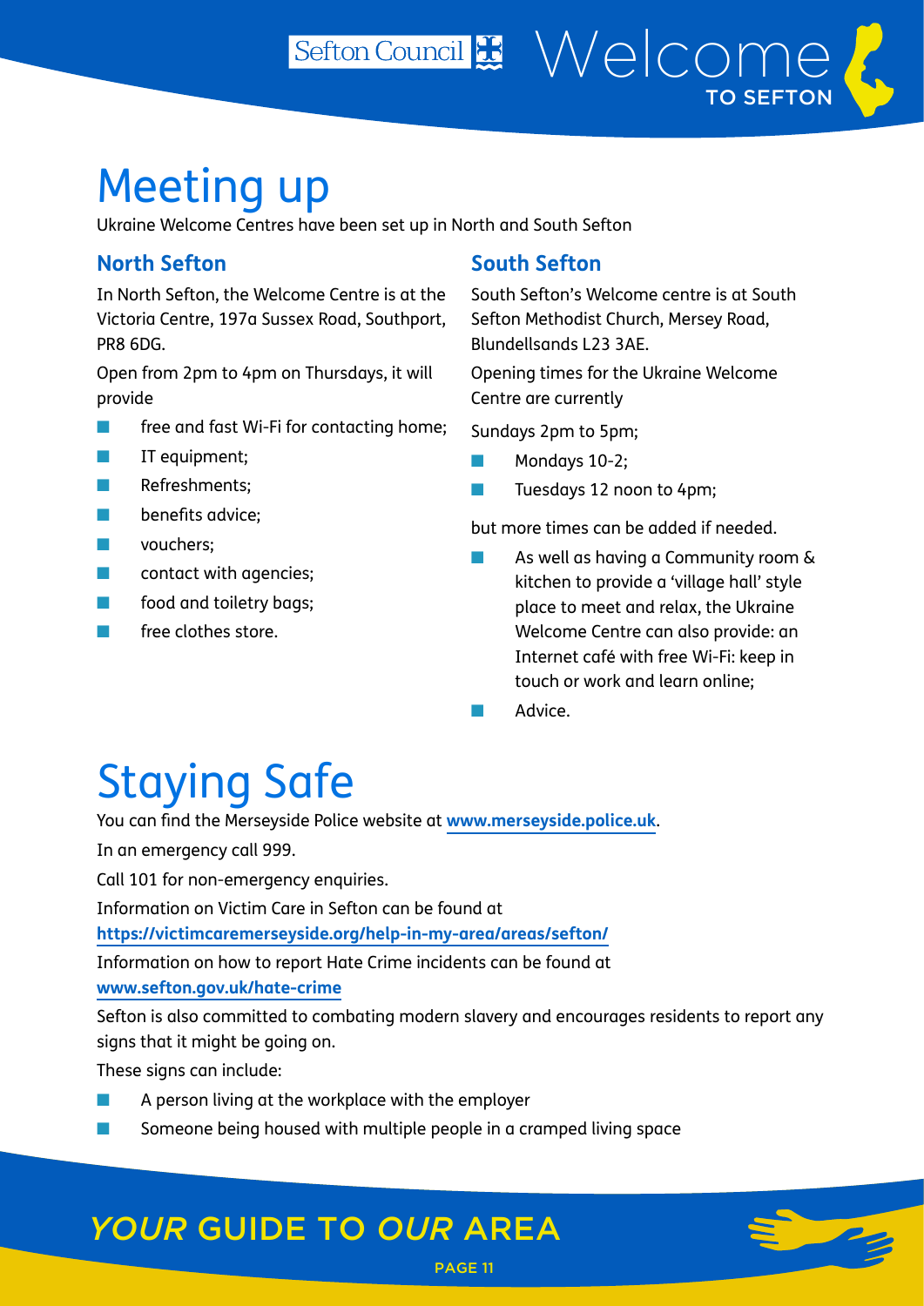# Meeting up

Ukraine Welcome Centres have been set up in North and South Sefton

## North Sefton

In North Sefton, the Welcome Centre is at the Victoria Centre, 197a Sussex Road, Southport, PR8 6DG.

Open from 2pm to 4pm on Thursdays, it will provide

- free and fast Wi-Fi for contacting home;
- IT equipment;
- Refreshments;
- benefits advice;
- vouchers;
- contact with agencies;
- food and toiletry bags;
- free clothes store.

## South Sefton

South Sefton's Welcome centre is at South Sefton Methodist Church, Mersey Road, Blundellsands L23 3AE.

Opening times for the Ukraine Welcome Centre are currently

Sundays 2pm to 5pm;

- Mondays 10-2;
- Tuesdays 12 noon to 4pm;

but more times can be added if needed.

- As well as having a Community room & kitchen to provide a 'village hall' style place to meet and relax, the Ukraine Welcome Centre can also provide: an Internet café with free Wi-Fi: keep in touch or work and learn online;
- Advice.

# Staying Safe

You can find the Merseyside Police website at **www.merseyside.police.uk**.

In an emergency call 999.

Call 101 for non-emergency enquiries.

Information on Victim Care in Sefton can be found at **https://victimcaremerseyside.org/help-in-my-area/areas/sefton/**

Information on how to report Hate Crime incidents can be found at **www.sefton.gov.uk/hate-crime**

Sefton is also committed to combating modern slavery and encourages residents to report any signs that it might be going on.

These signs can include:

- A person living at the workplace with the employer
- Someone being housed with multiple people in a cramped living space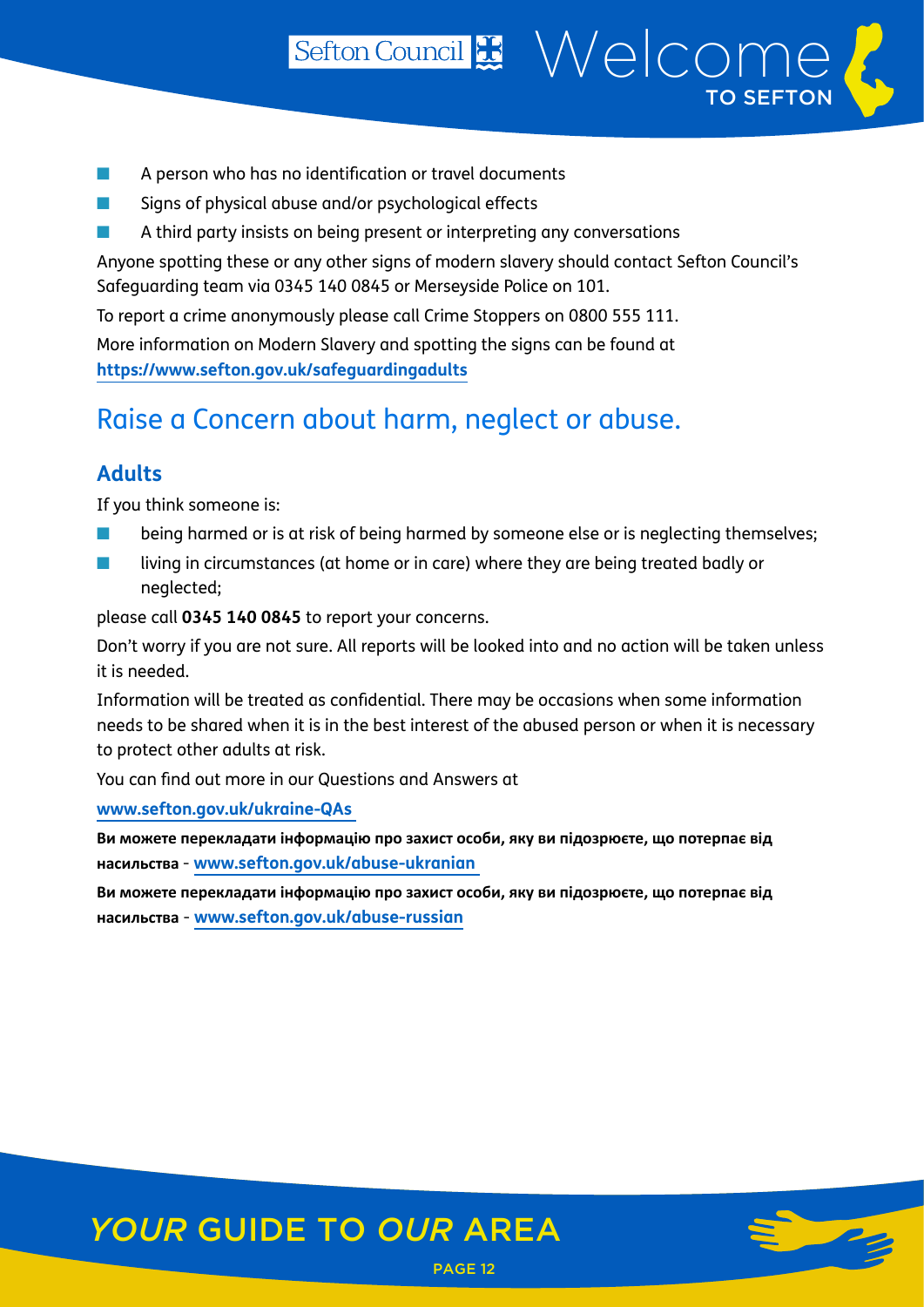- A person who has no identification or travel documents
- Signs of physical abuse and/or psychological effects
- A third party insists on being present or interpreting any conversations

Anyone spotting these or any other signs of modern slavery should contact Sefton Council's Safeguarding team via 0345 140 0845 or Merseyside Police on 101.

To report a crime anonymously please call Crime Stoppers on 0800 555 111.

More information on Modern Slavery and spotting the signs can be found at **https://www.sefton.gov.uk/safeguardingadults**

## Raise a Concern about harm, neglect or abuse.

### Adults

If you think someone is:

- being harmed or is at risk of being harmed by someone else or is neglecting themselves;
- living in circumstances (at home or in care) where they are being treated badly or neglected;

please call **0345 140 0845** to report your concerns.

Don't worry if you are not sure. All reports will be looked into and no action will be taken unless it is needed.

Information will be treated as confidential. There may be occasions when some information needs to be shared when it is in the best interest of the abused person or when it is necessary to protect other adults at risk.

You can find out more in our Questions and Answers at

**www.sefton.gov.uk/ukraine-QAs**

**Ви можете перекладати інформацію про захист особи, яку ви підозрюєте, що потерпає від насильства** - **www.sefton.gov.uk/abuse-ukranian**

**Ви можете перекладати інформацію про захист особи, яку ви підозрюєте, що потерпає від насильства** - **www.sefton.gov.uk/abuse-russian**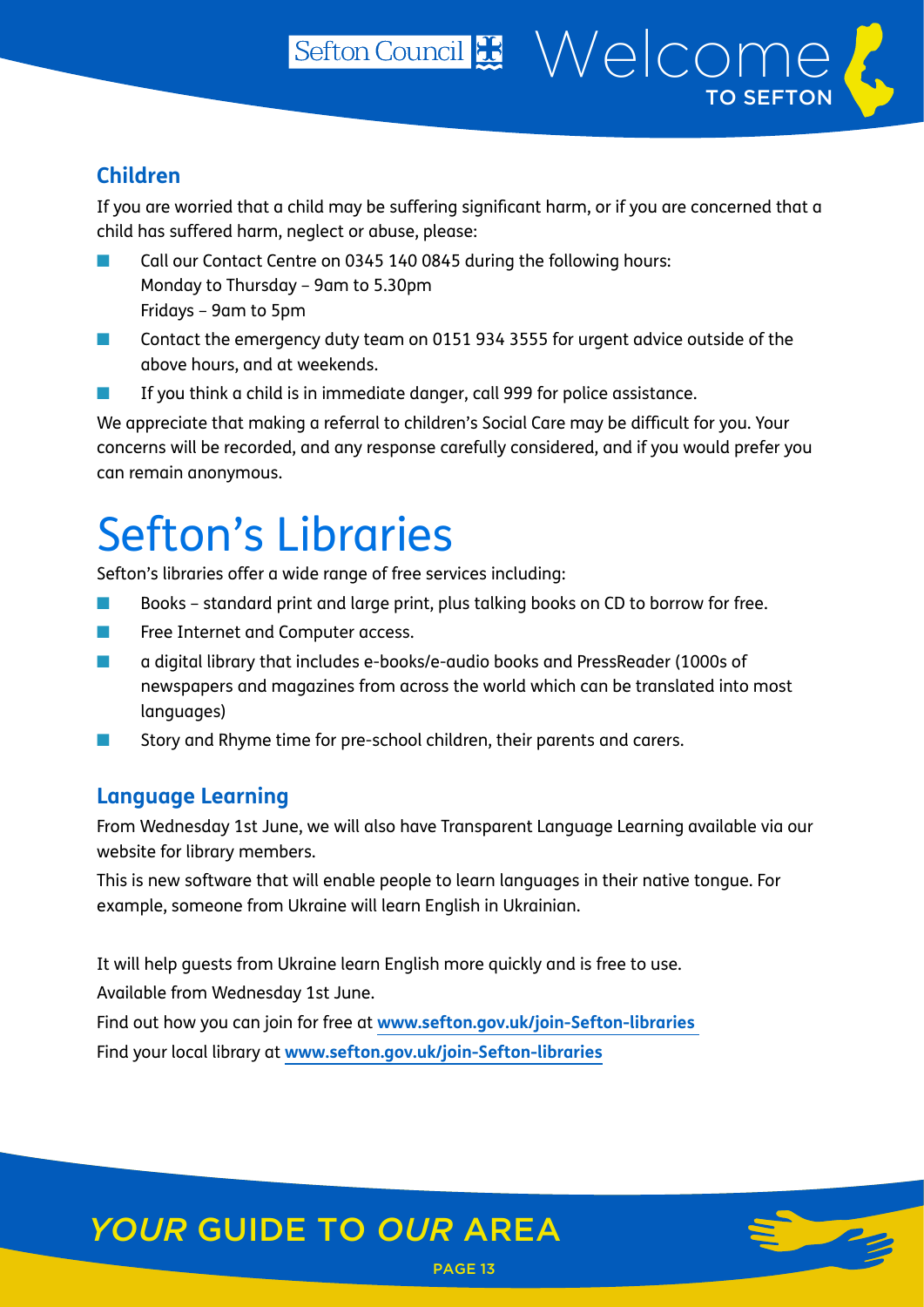## Children

If you are worried that a child may be suffering significant harm, or if you are concerned that a child has suffered harm, neglect or abuse, please:

- Call our Contact Centre on 0345 140 0845 during the following hours:
  Monday to Thursday – 9am to 5.30pm
  Fridays – 9am to 5pm
- Contact the emergency duty team on 0151 934 3555 for urgent advice outside of the above hours, and at weekends.
- If you think a child is in immediate danger, call 999 for police assistance.

We appreciate that making a referral to children's Social Care may be difficult for you. Your concerns will be recorded, and any response carefully considered, and if you would prefer you can remain anonymous.

# Sefton's Libraries

Sefton's libraries offer a wide range of free services including:

- Books – standard print and large print, plus talking books on CD to borrow for free.
- Free Internet and Computer access.
- a digital library that includes e-books/e-audio books and PressReader (1000s of newspapers and magazines from across the world which can be translated into most languages)
- Story and Rhyme time for pre-school children, their parents and carers.

## Language Learning

From Wednesday 1st June, we will also have Transparent Language Learning available via our website for library members.

This is new software that will enable people to learn languages in their native tongue. For example, someone from Ukraine will learn English in Ukrainian.

It will help guests from Ukraine learn English more quickly and is free to use.

Available from Wednesday 1st June.

Find out how you can join for free at **www.sefton.gov.uk/join-Sefton-libraries**

Find your local library at **www.sefton.gov.uk/join-Sefton-libraries**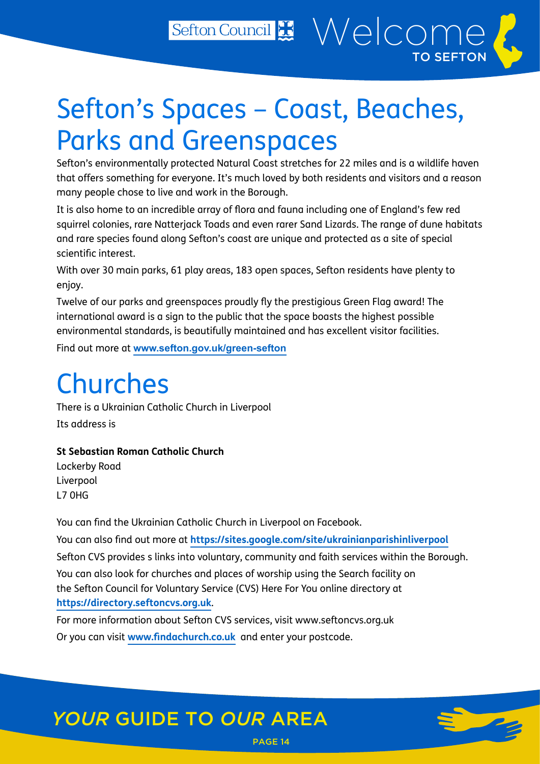# Sefton's Spaces – Coast, Beaches, Parks and Greenspaces

Sefton's environmentally protected Natural Coast stretches for 22 miles and is a wildlife haven that offers something for everyone. It's much loved by both residents and visitors and a reason many people chose to live and work in the Borough.

It is also home to an incredible array of flora and fauna including one of England's few red squirrel colonies, rare Natterjack Toads and even rarer Sand Lizards. The range of dune habitats and rare species found along Sefton's coast are unique and protected as a site of special scientific interest.

With over 30 main parks, 61 play areas, 183 open spaces, Sefton residents have plenty to enjoy.

Twelve of our parks and greenspaces proudly fly the prestigious Green Flag award! The international award is a sign to the public that the space boasts the highest possible environmental standards, is beautifully maintained and has excellent visitor facilities.

Find out more at **www.sefton.gov.uk/green-sefton**

# Churches

There is a Ukrainian Catholic Church in Liverpool

Its address is

**St Sebastian Roman Catholic Church**
Lockerby Road
Liverpool
L7 0HG

You can find the Ukrainian Catholic Church in Liverpool on Facebook.

You can also find out more at **https://sites.google.com/site/ukrainianparishinliverpool**

Sefton CVS provides s links into voluntary, community and faith services within the Borough.

You can also look for churches and places of worship using the Search facility on the Sefton Council for Voluntary Service (CVS) Here For You online directory at **https://directory.seftoncvs.org.uk**.

For more information about Sefton CVS services, visit www.seftoncvs.org.uk

Or you can visit **www.findachurch.co.uk** and enter your postcode.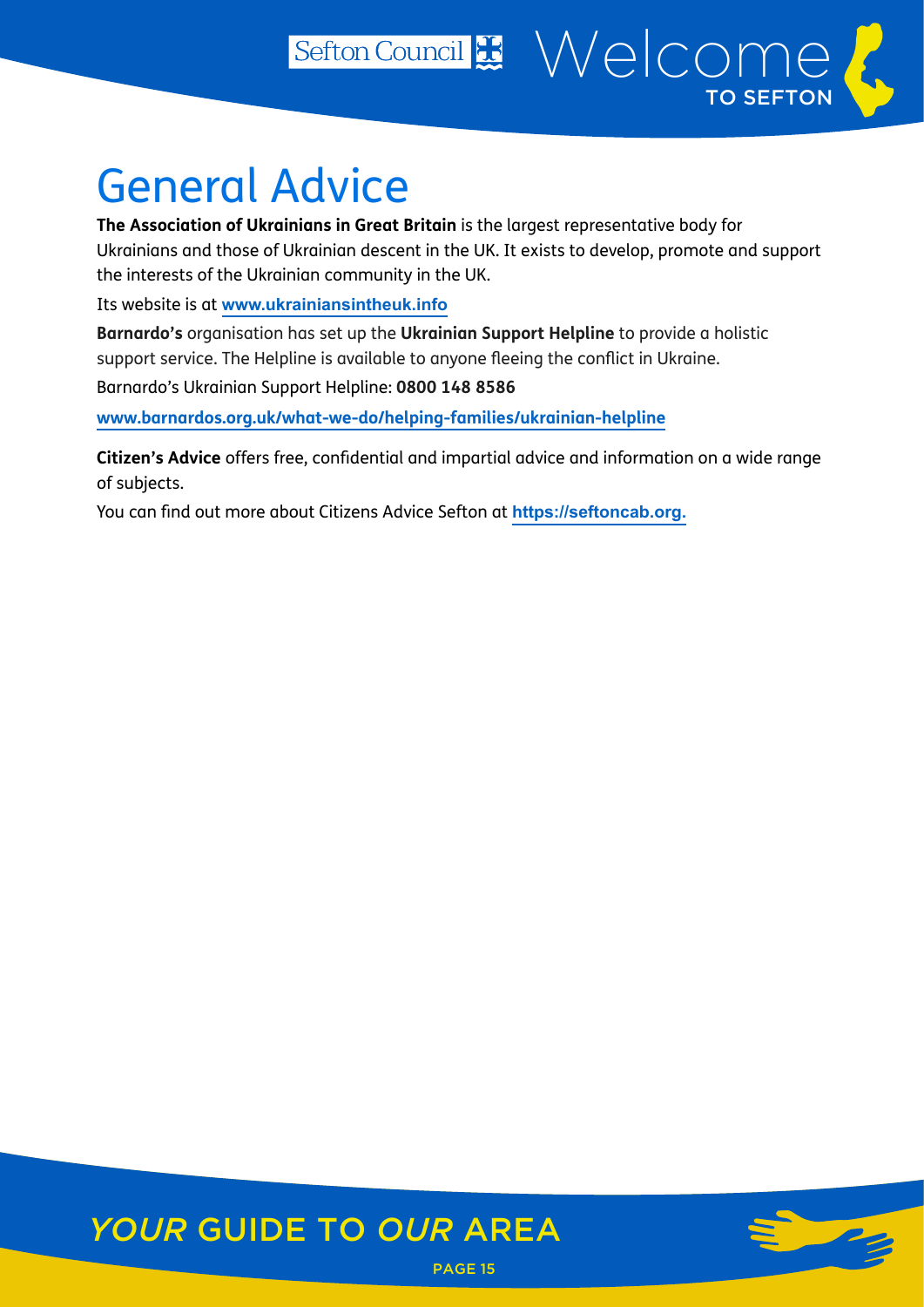# General Advice

**The Association of Ukrainians in Great Britain** is the largest representative body for Ukrainians and those of Ukrainian descent in the UK. It exists to develop, promote and support the interests of the Ukrainian community in the UK.

Its website is at www.ukrainiansintheuk.info

**Barnardo's** organisation has set up the **Ukrainian Support Helpline** to provide a holistic support service. The Helpline is available to anyone fleeing the conflict in Ukraine.

Barnardo's Ukrainian Support Helpline: **0800 148 8586**

www.barnardos.org.uk/what-we-do/helping-families/ukrainian-helpline

**Citizen's Advice** offers free, confidential and impartial advice and information on a wide range of subjects.

You can find out more about Citizens Advice Sefton at https://seftoncab.org.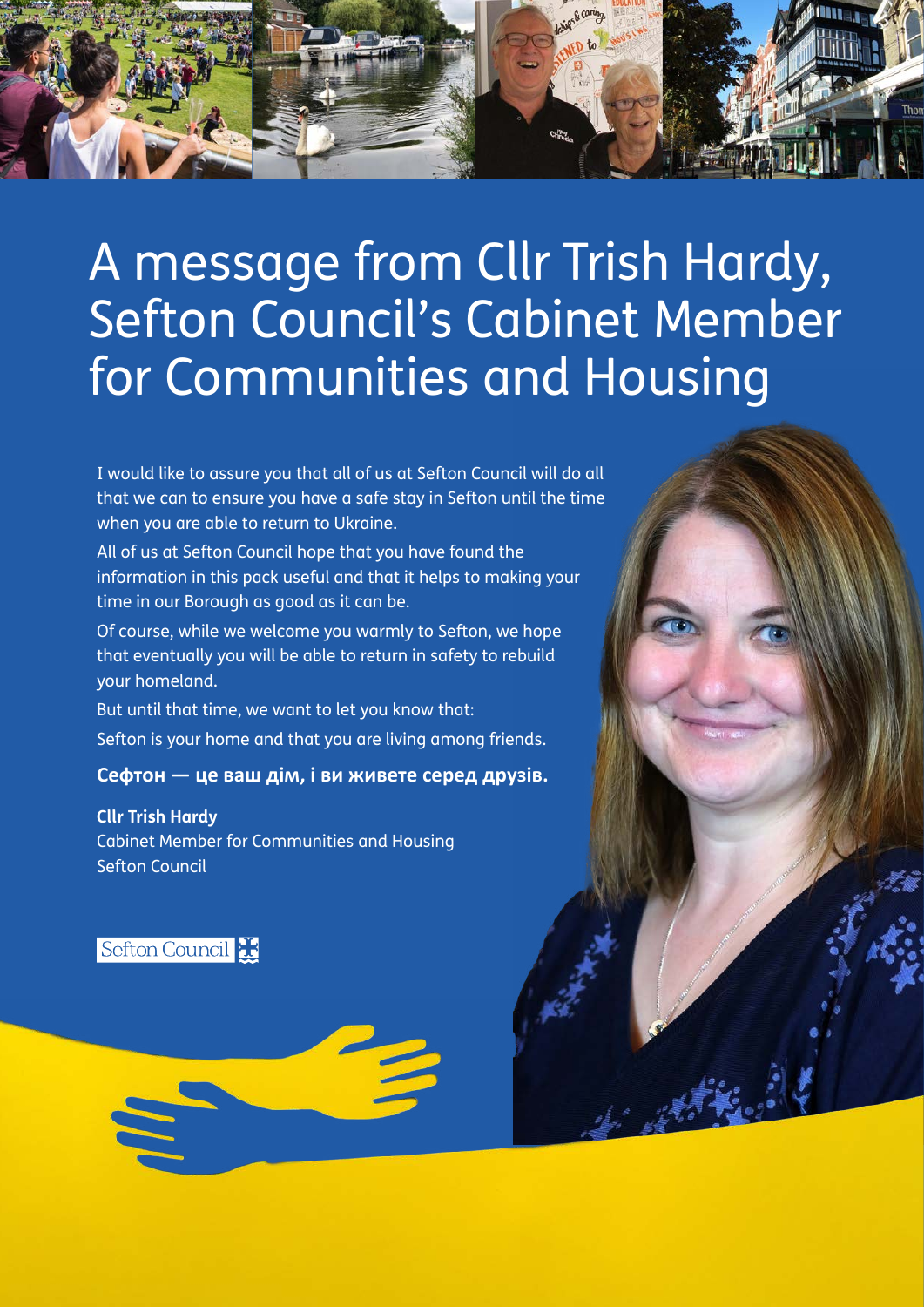# A message from Cllr Trish Hardy, Sefton Council's Cabinet Member for Communities and Housing

I would like to assure you that all of us at Sefton Council will do all that we can to ensure you have a safe stay in Sefton until the time when you are able to return to Ukraine.

All of us at Sefton Council hope that you have found the information in this pack useful and that it helps to making your time in our Borough as good as it can be.

Of course, while we welcome you warmly to Sefton, we hope that eventually you will be able to return in safety to rebuild your homeland.

But until that time, we want to let you know that:

Sefton is your home and that you are living among friends.

**Сефтон — це ваш дім, і ви живете серед друзів.**

**Cllr Trish Hardy**
Cabinet Member for Communities and Housing
Sefton Council

Sefton Council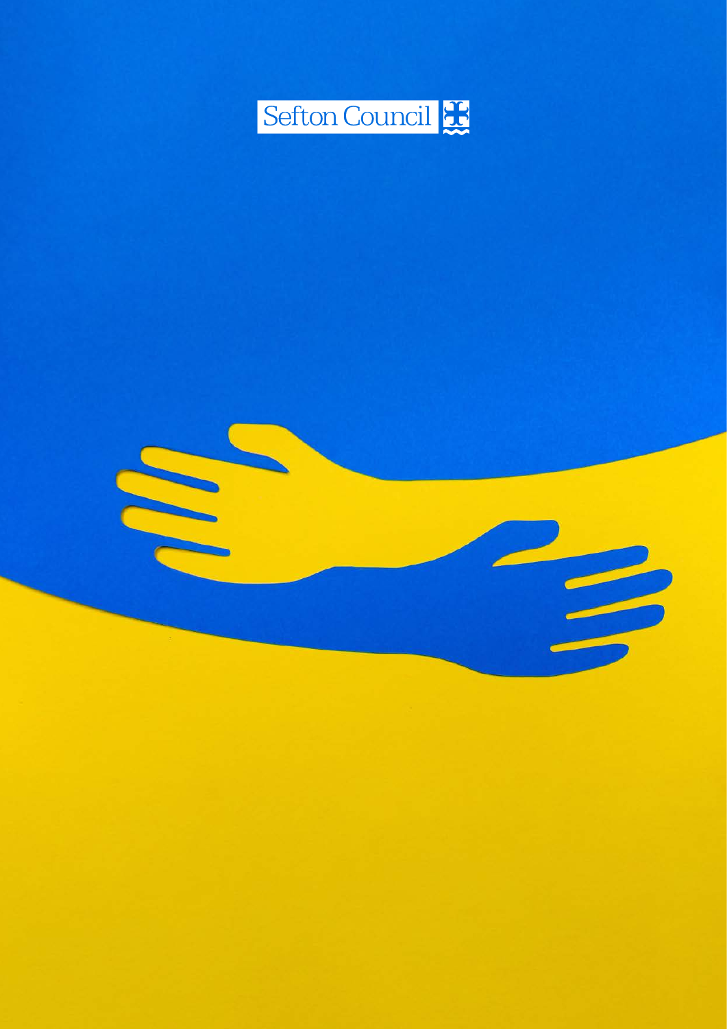Sefton Council